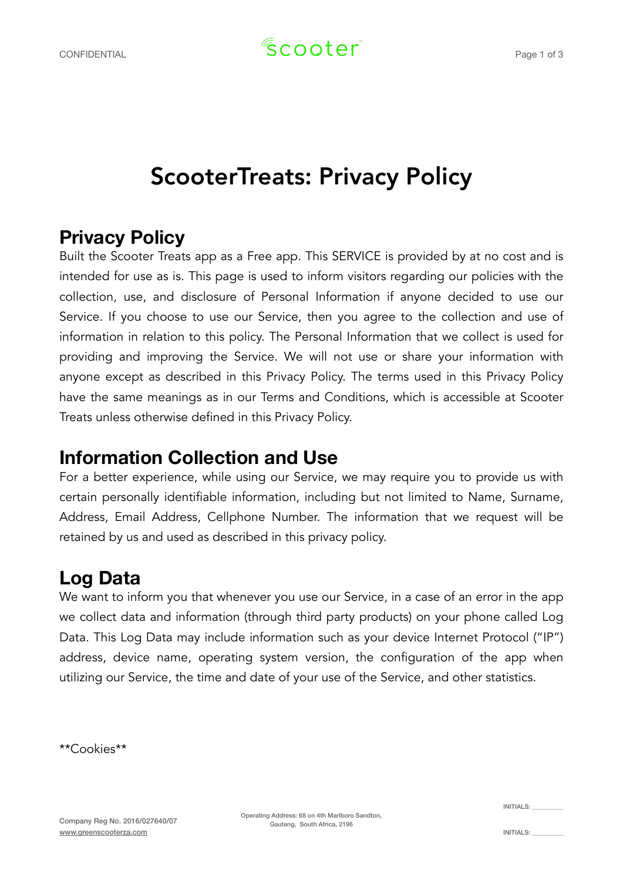# ScooterTreats: Privacy Policy

## Privacy Policy

Built the Scooter Treats app as a Free app. This SERVICE is provided by at no cost and is intended for use as is. This page is used to inform visitors regarding our policies with the collection, use, and disclosure of Personal Information if anyone decided to use our Service. If you choose to use our Service, then you agree to the collection and use of information in relation to this policy. The Personal Information that we collect is used for providing and improving the Service. We will not use or share your information with anyone except as described in this Privacy Policy. The terms used in this Privacy Policy have the same meanings as in our Terms and Conditions, which is accessible at Scooter Treats unless otherwise defined in this Privacy Policy.

## Information Collection and Use

For a better experience, while using our Service, we may require you to provide us with certain personally identifiable information, including but not limited to Name, Surname, Address, Email Address, Cellphone Number. The information that we request will be retained by us and used as described in this privacy policy.

## Log Data

We want to inform you that whenever you use our Service, in a case of an error in the app we collect data and information (through third party products) on your phone called Log Data. This Log Data may include information such as your device Internet Protocol ("IP") address, device name, operating system version, the configuration of the app when utilizing our Service, the time and date of your use of the Service, and other statistics.

**Cookies**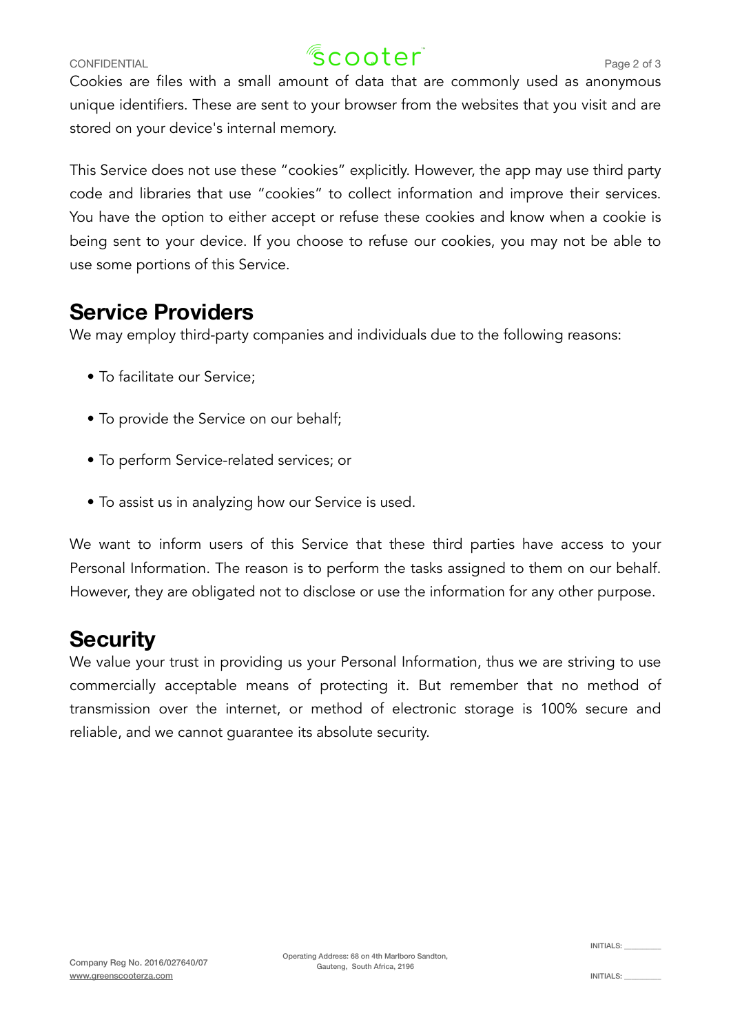Cookies are files with a small amount of data that are commonly used as anonymous unique identifiers. These are sent to your browser from the websites that you visit and are stored on your device's internal memory.

This Service does not use these “cookies” explicitly. However, the app may use third party code and libraries that use “cookies” to collect information and improve their services. You have the option to either accept or refuse these cookies and know when a cookie is being sent to your device. If you choose to refuse our cookies, you may not be able to use some portions of this Service.

## Service Providers

We may employ third-party companies and individuals due to the following reasons:

- To facilitate our Service;
- To provide the Service on our behalf;
- To perform Service-related services; or
- To assist us in analyzing how our Service is used.

We want to inform users of this Service that these third parties have access to your Personal Information. The reason is to perform the tasks assigned to them on our behalf. However, they are obligated not to disclose or use the information for any other purpose.

## Security

We value your trust in providing us your Personal Information, thus we are striving to use commercially acceptable means of protecting it. But remember that no method of transmission over the internet, or method of electronic storage is 100% secure and reliable, and we cannot guarantee its absolute security.

INITIALS: ________

INITIALS: ________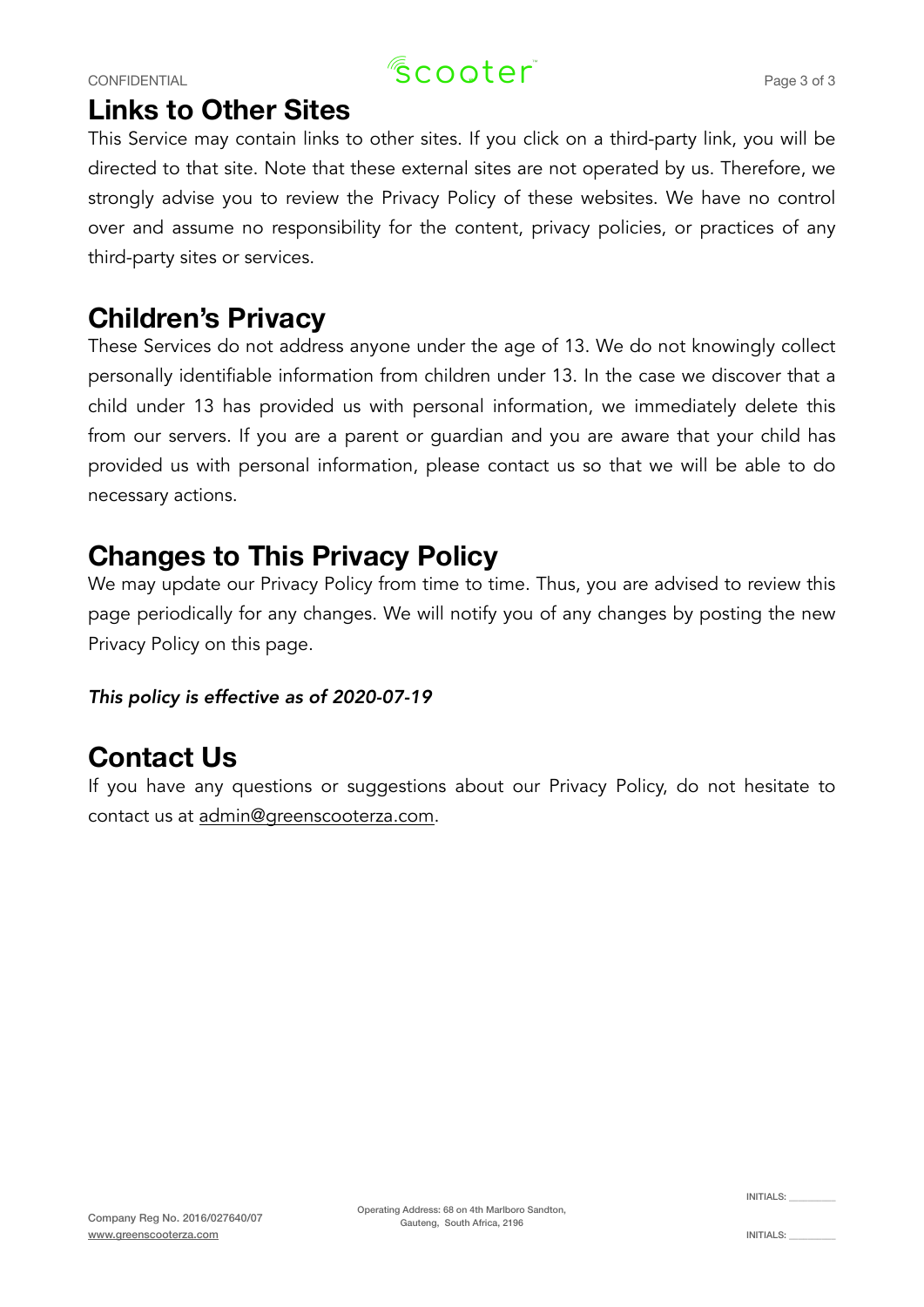## Links to Other Sites

This Service may contain links to other sites. If you click on a third-party link, you will be directed to that site. Note that these external sites are not operated by us. Therefore, we strongly advise you to review the Privacy Policy of these websites. We have no control over and assume no responsibility for the content, privacy policies, or practices of any third-party sites or services.

## Children's Privacy

These Services do not address anyone under the age of 13. We do not knowingly collect personally identifiable information from children under 13. In the case we discover that a child under 13 has provided us with personal information, we immediately delete this from our servers. If you are a parent or guardian and you are aware that your child has provided us with personal information, please contact us so that we will be able to do necessary actions.

## Changes to This Privacy Policy

We may update our Privacy Policy from time to time. Thus, you are advised to review this page periodically for any changes. We will notify you of any changes by posting the new Privacy Policy on this page.

***This policy is effective as of 2020-07-19***

## Contact Us

If you have any questions or suggestions about our Privacy Policy, do not hesitate to contact us at admin@greenscooterza.com.

INITIALS: ________

INITIALS: ________